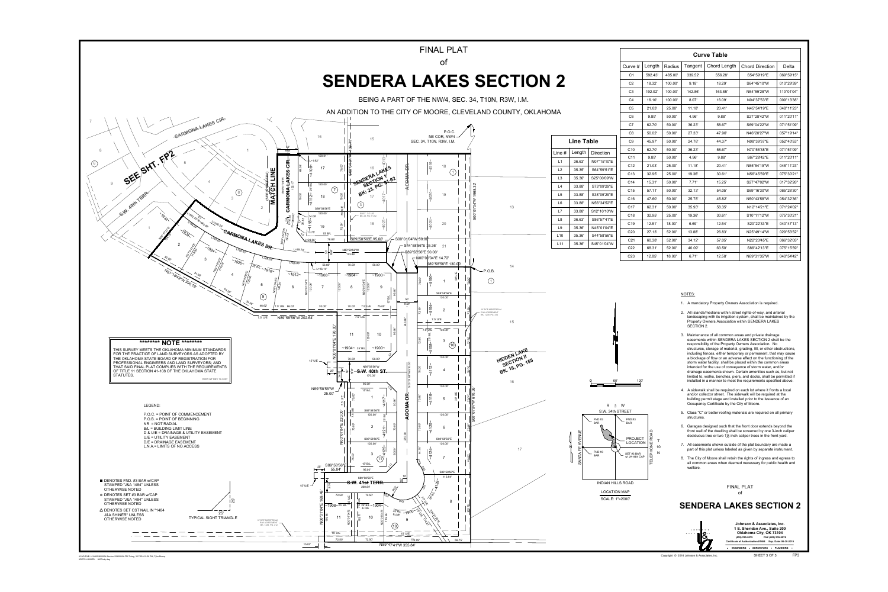# FINAL PLAT

of

# SENDERA LAKES SECTION 2

BEING A PART OF THE NW/4, SEC. 34, T10N, R3W, I.M.

AN ADDITION TO THE CITY OF MOORE, CLEVELAND COUNTY, OKLAHOMA

## Curve Table

| Curve # | Length | Radius | Tangent | Chord Length | Chord Direction | Delta |
|---|---|---|---|---|---|---|
| C1 | 592.43' | 485.00' | 339.52' | 556.28' | S54°59'19"E | 069°59'15" |
| C2 | 18.32' | 100.00' | 9.18' | 18.29' | S64°45'10"W | 010°29'39" |
| C3 | 192.02' | 100.00' | 142.88' | 163.85' | N54°59'28"W | 110°01'04" |
| C4 | 16.10' | 100.00' | 8.07' | 16.09' | N04°37'53"E | 009°13'38" |
| C5 | 21.03' | 25.00' | 11.18' | 20.41' | N45°54'19"E | 048°11'23" |
| C6 | 9.89' | 50.00' | 4.96' | 9.88' | S27°28'42"W | 011°20'11" |
| C7 | 62.70' | 50.00' | 36.23' | 58.67' | S69°04'22"W | 071°51'09" |
| C8 | 50.02' | 50.00' | 27.33' | 47.96' | N46°20'27"W | 057°19'14" |
| C9 | 45.97' | 50.00' | 24.76' | 44.37' | N08°39'37"E | 052°40'53" |
| C10 | 62.70' | 50.00' | 36.23' | 58.67' | N70°55'38"E | 071°51'09" |
| C11 | 9.89' | 50.00' | 4.96' | 9.88' | S67°28'42"E | 011°20'11" |
| C12 | 21.03' | 25.00' | 11.18' | 20.41' | N65°54'19"W | 048°11'23" |
| C13 | 32.95' | 25.00' | 19.36' | 30.61' | N56°45'59"E | 075°30'21" |
| C14 | 15.31' | 50.00' | 7.71' | 15.25' | S27°47'02"W | 017°32'26" |
| C15 | 57.11' | 50.00' | 32.13' | 54.05' | S69°18'30"W | 065°26'30" |
| C16 | 47.60' | 50.00' | 25.78' | 45.82' | N50°43'58"W | 054°32'36" |
| C17 | 62.31' | 50.00' | 35.93' | 58.35' | N12°14'21"E | 071°24'02" |
| C18 | 32.95' | 25.00' | 19.36' | 30.61' | S10°11'12"W | 075°30'21" |
| C19 | 12.81' | 18.00' | 6.69' | 12.54' | S20°22'33"E | 040°47'13" |
| C20 | 27.13' | 52.00' | 13.88' | 26.83' | N25°49'14"W | 029°53'52" |
| C21 | 60.38' | 52.00' | 34.12' | 57.05' | N22°23'45"E | 066°32'05" |
| C22 | 68.31' | 52.00' | 40.09' | 63.50' | S86°42'13"E | 075°15'59" |
| C23 | 12.86' | 18.00' | 6.71' | 12.58' | N69°31'35"W | 040°54'42" |

## Line Table

| Line # | Length | Direction |
|---|---|---|
| L1 | 36.63' | N07°15'10"E |
| L2 | 35.35' | S64°59'51"E |
| L3 | 35.36' | S25°00'09"W |
| L4 | 33.88' | S73°09'29"E |
| L5 | 33.88' | S38°05'29"E |
| L6 | 33.88' | N56°34'52"E |
| L7 | 33.88' | S12°10'10"W |
| L8 | 36.63' | S86°57'41"E |
| L9 | 35.36' | N45°01'04"E |
| L10 | 35.36' | S44°58'56"E |
| L11 | 35.36' | S45°01'04"W |

P.O.C. NE COR. NW/4 SEC. 34, T10N, R3W, I.M.

P.O.B.

SEE SHT. FP2

MATCH LINE

SENDERA LAKES SECTION 1 BK. 23, PG. 91-92

HIDDEN LAKE SECTION II BK. 18, PG. 155

CARMONA LAKES CIR.

CARMONA LAKES DR.

S.W. 40th TERR.

S.W. 40th ST.

S.W. 41st TERR.

ACOMA DR.

N61°18'49"W 390.18'

N89°58'56"W 202.84'

N89°47'41"W 355.84'

S00°01'04"W 1968.32'

S00°01'04"W 670.36'

S89°58'56"E 95.00'

S00°01'04"W 50.00'

S44°58'56"E 35.36'

S89°58'56"E 50.00'

N00°01'04"E 14.72'

S89°58'56"E 130.00'

N00°01'04"E 170.00'

N89°58'56"W 25.00'

N00°01'04"E 220.00'

S89°58'56"E 55.84'

N00°01'04"E 189.48'

### ******** NOTE ********

THIS SURVEY MEETS THE OKLAHOMA MINIMUM STANDARDS FOR THE PRACTICE OF LAND SURVEYORS AS ADOPTED BY THE OKLAHOMA STATE BOARD OF REGISTRATION FOR PROFESSIONAL ENGINEERS AND LAND SURVEYORS; AND THAT SAID FINAL PLAT COMPLIES WITH THE REQUIREMENTS OF TITLE 11 SECTION 41-108 OF THE OKLAHOMA STATE STATUTES.

CERT-NT REV 12-2007

### LEGEND:

P.O.C. = POINT OF COMMENCEMENT
P.O.B. = POINT OF BEGINNING
NR = NOT RADIAL
B/L = BUILDING LIMIT LINE
D & U/E = DRAINAGE & UTILITY EASEMENT
U/E = UTILITY EASEMENT
D/E = DRAINAGE EASEMENT
L.N.A.= LIMITS OF NO ACCESS

- ■ DENOTES FND. #3 BAR w/CAP STAMPED "J&A 1484" UNLESS OTHERWISE NOTED
- ○ DENOTES SET #3 BAR w/CAP STAMPED "J&A 1484" UNLESS OTHERWISE NOTED
- △ DENOTES SET CST NAIL IN "1484 J&A SHINER" UNLESS OTHERWISE NOTED

TYPICAL SIGHT TRIANGLE

### LOCATION MAP

SCALE: 1"=2000'

S.W. 34th STREET — INDIAN HILLS ROAD — SANTA FE AVENUE — TELEPHONE ROAD — PROJECT LOCATION — R 3 W — T 10 N

### NOTES:

1. A mandatory Property Owners Association is required.
2. All islands/medians within street rights-of-way, and arterial landscaping with its irrigation system, shall be maintained by the Property Owners Association within SENDERA LAKES SECTION 2.
3. Maintenance of all common areas and private drainage easements within SENDERA LAKES SECTION 2 shall be the responsibility of the Property Owners Association. No structures, storage of material, grading, fill, or other obstructions, including fences, either temporary or permanent, that may cause a blockage of flow or an adverse effect on the functioning of the storm water facility, shall be placed within the common areas intended for the use of conveyance of storm water, and/or drainage easements shown. Certain amenities such as, but not limited to, walks, benches, piers, and docks, shall be permitted if installed in a manner to meet the requirements specified above.
4. A sidewalk shall be required on each lot where it fronts a local and/or collector street. The sidewalk will be required at the building permit stage and installed prior to the issuance of an Occupancy Certificate by the City of Moore.
5. Class "C" or better roofing materials are required on all primary structures.
6. Garages designed such that the front door extends beyond the front wall of the dwelling shall be screened by one 3-inch caliper deciduous tree or two 1½-inch caliper trees in the front yard.
7. All easements shown outside of the plat boundary are made a part of this plat unless labeled as given by separate instrument.
8. The City of Moore shall retain the rights of ingress and egress to all common areas when deemed necessary for public health and welfare.

FINAL PLAT of

## SENDERA LAKES SECTION 2

Johnson & Associates, Inc.
1 E. Sheridan Ave., Suite 200
Oklahoma City, OK 73104
(405) 235-8075 FAX (405) 235-8078
Certificate of Authorization #1484 Exp. Date: 06-30-2015
ENGINEERS • SURVEYORS • PLANNERS

Copyright © 2016 Johnson & Associates, Inc.

SHEET 3 OF 3 FP3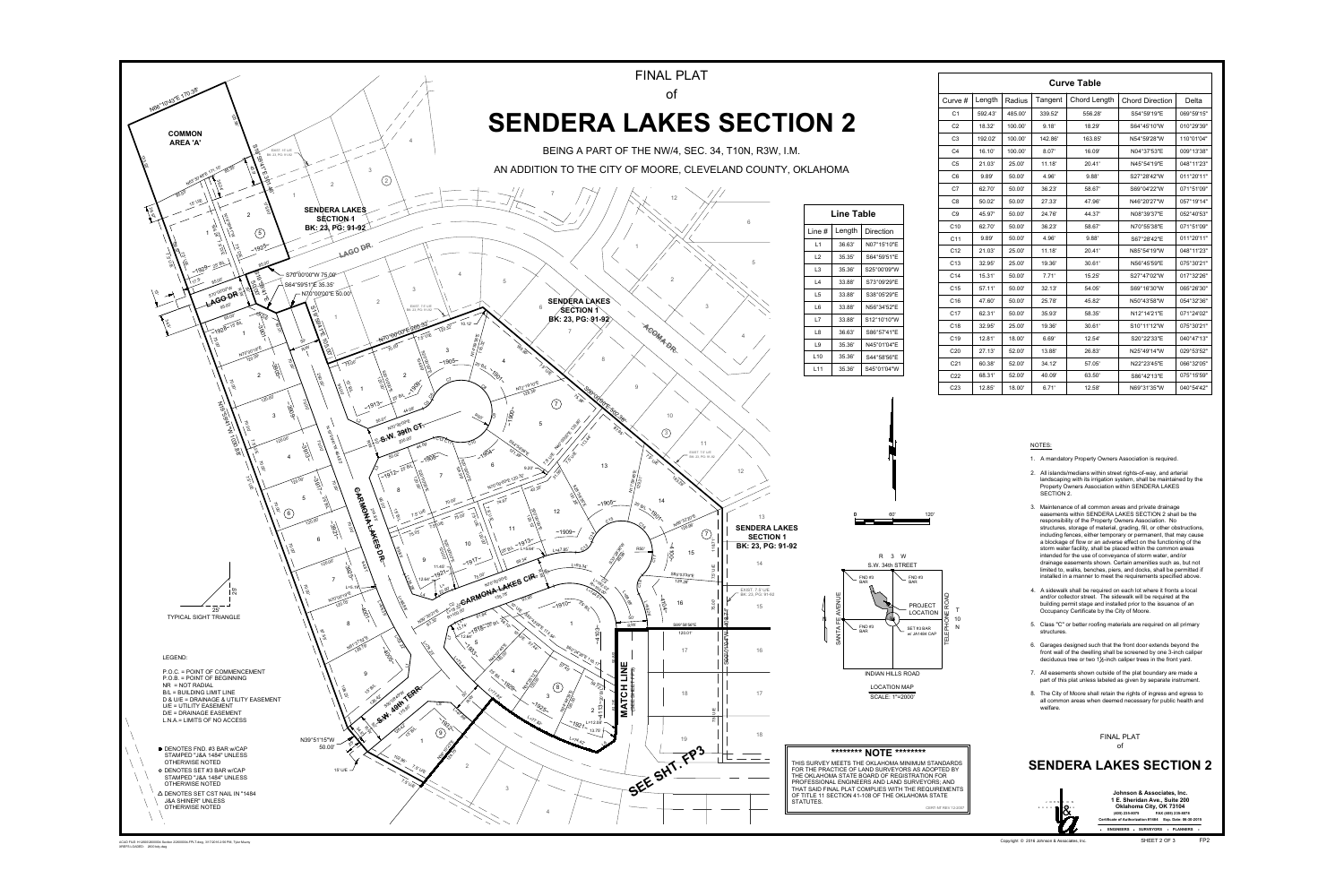# FINAL PLAT of SENDERA LAKES SECTION 2

BEING A PART OF THE NW/4, SEC. 34, T10N, R3W, I.M.

AN ADDITION TO THE CITY OF MOORE, CLEVELAND COUNTY, OKLAHOMA

## Curve Table

| Curve # | Length | Radius | Tangent | Chord Length | Chord Direction | Delta |
|---|---|---|---|---|---|---|
| C1 | 592.43' | 485.00' | 339.52' | 556.28' | S54°59'19"E | 069°59'15" |
| C2 | 18.32' | 100.00' | 9.18' | 18.29' | S64°45'10"W | 010°29'39" |
| C3 | 192.02' | 100.00' | 142.88' | 163.85' | N54°59'28"W | 110°01'04" |
| C4 | 16.10' | 100.00' | 8.07' | 16.09' | N04°37'53"E | 009°13'38" |
| C5 | 21.03' | 25.00' | 11.18' | 20.41' | N45°54'19"E | 048°11'23" |
| C6 | 9.89' | 50.00' | 4.96' | 9.88' | S27°28'42"W | 011°20'11" |
| C7 | 62.70' | 50.00' | 36.23' | 58.67' | S69°04'22"W | 071°51'09" |
| C8 | 50.02' | 50.00' | 27.33' | 47.96' | N46°20'27"W | 057°19'14" |
| C9 | 45.97' | 50.00' | 24.76' | 44.37' | N08°39'37"E | 052°40'53" |
| C10 | 62.70' | 50.00' | 36.23' | 58.67' | N70°55'38"E | 071°51'09" |
| C11 | 9.89' | 50.00' | 4.96' | 9.88' | S67°28'42"E | 011°20'11" |
| C12 | 21.03' | 25.00' | 11.18' | 20.41' | N85°54'19"W | 048°11'23" |
| C13 | 32.95' | 25.00' | 19.36' | 30.61' | N56°45'59"E | 075°30'21" |
| C14 | 15.31' | 50.00' | 7.71' | 15.25' | S27°47'02"W | 017°32'26" |
| C15 | 57.11' | 50.00' | 32.13' | 54.05' | S69°18'30"W | 065°26'30" |
| C16 | 47.60' | 50.00' | 25.78' | 45.82' | N50°43'58"W | 054°32'36" |
| C17 | 62.31' | 50.00' | 35.93' | 58.35' | N12°14'21"E | 071°24'02" |
| C18 | 32.95' | 25.00' | 19.36' | 30.61' | S10°11'12"W | 075°30'21" |
| C19 | 12.81' | 18.00' | 6.69' | 12.54' | S20°22'33"E | 040°47'13" |
| C20 | 27.13' | 52.00' | 13.88' | 26.83' | N25°49'14"W | 029°53'52" |
| C21 | 60.38' | 52.00' | 34.12' | 57.05' | N22°23'45"E | 066°32'05" |
| C22 | 68.31' | 52.00' | 40.09' | 63.50' | S86°42'13"E | 075°15'59" |
| C23 | 12.85' | 18.00' | 6.71' | 12.58' | N69°31'35"W | 040°54'42" |

## Line Table

| Line # | Length | Direction |
|---|---|---|
| L1 | 36.63' | N07°15'10"E |
| L2 | 35.35' | S64°59'51"E |
| L3 | 35.36' | S25°00'09"W |
| L4 | 33.88' | S73°09'29"E |
| L5 | 33.88' | S38°05'29"E |
| L6 | 33.88' | N56°34'52"E |
| L7 | 33.88' | S12°10'10"W |
| L8 | 36.63' | S86°57'41"E |
| L9 | 35.36' | N45°01'04"E |
| L10 | 35.36' | S44°58'56"E |
| L11 | 35.36' | S45°01'04"W |

COMMON AREA 'A'

SENDERA LAKES SECTION 1 BK: 23, PG: 91-92

LAGO DR.

S.W. 39th CT.

CARMONA LAKES DR.

CARMONA LAKES CIR.

S.W. 40th TERR.

ACOMA DR.

MATCH LINE (SEE SHEET FP3)

SEE SHT. FP3

TYPICAL SIGHT TRIANGLE

0 60' 120'

LOCATION MAP
SCALE: 1"=2000'

R 3 W, S.W. 34th STREET, SANTA FE AVENUE, TELEPHONE ROAD, INDIAN HILLS ROAD, T 10 N, PROJECT LOCATION

### LEGEND:

P.O.C. = POINT OF COMMENCEMENT
P.O.B. = POINT OF BEGINNING
NR = NOT RADIAL
B/L = BUILDING LIMIT LINE
D & U/E = DRAINAGE & UTILITY EASEMENT
U/E = UTILITY EASEMENT
D/E = DRAINAGE EASEMENT
L.N.A.= LIMITS OF NO ACCESS

- DENOTES FND. #3 BAR w/CAP STAMPED "J&A 1484" UNLESS OTHERWISE NOTED
- DENOTES SET #3 BAR w/CAP STAMPED "J&A 1484" UNLESS OTHERWISE NOTED
- DENOTES SET CST NAIL IN "1484 J&A SHINER" UNLESS OTHERWISE NOTED

### ******** NOTE ********

THIS SURVEY MEETS THE OKLAHOMA MINIMUM STANDARDS FOR THE PRACTICE OF LAND SURVEYORS AS ADOPTED BY THE OKLAHOMA STATE BOARD OF REGISTRATION FOR PROFESSIONAL ENGINEERS AND LAND SURVEYORS; AND THAT SAID FINAL PLAT COMPLIES WITH THE REQUIREMENTS OF TITLE 11 SECTION 41-108 OF THE OKLAHOMA STATE STATUTES.

### NOTES:

1. A mandatory Property Owners Association is required.
2. All islands/medians within street rights-of-way, and arterial landscaping with its irrigation system, shall be maintained by the Property Owners Association within SENDERA LAKES SECTION 2.
3. Maintenance of all common areas and private drainage easements within SENDERA LAKES SECTION 2 shall be the responsibility of the Property Owners Association. No structures, storage of material, grading, fill, or other obstructions, including fences, either temporary or permanent, that may cause a blockage of flow or an adverse effect on the functioning of the storm water facility, shall be placed within the common areas intended for the use of conveyance of storm water, and/or drainage easements shown. Certain amenities such as, but not limited to, walks, benches, piers, and docks, shall be permitted if installed in a manner to meet the requirements specified above.
4. A sidewalk shall be required on each lot where it fronts a local and/or collector street. The sidewalk will be required at the building permit stage and installed prior to the issuance of an Occupancy Certificate by the City of Moore.
5. Class "C" or better roofing materials are required on all primary structures.
6. Garages designed such that the front door extends beyond the front wall of the dwelling shall be screened by one 3-inch caliper deciduous tree or two 1½-inch caliper trees in the front yard.
7. All easements shown outside of the plat boundary are made a part of this plat unless labeled as given by separate instrument.
8. The City of Moore shall retain the rights of ingress and egress to all common areas when deemed necessary for public health and welfare.

FINAL PLAT of

## SENDERA LAKES SECTION 2

Johnson & Associates, Inc.
1 E. Sheridan Ave., Suite 200
Oklahoma City, OK 73104
(405) 235-8075 FAX (405) 235-8078
Certificate of Authorization #1484 Exp. Date: 06-30-2015
ENGINEERS • SURVEYORS • PLANNERS

Copyright © 2016 Johnson & Associates, Inc.

SHEET 2 OF 3 FP2